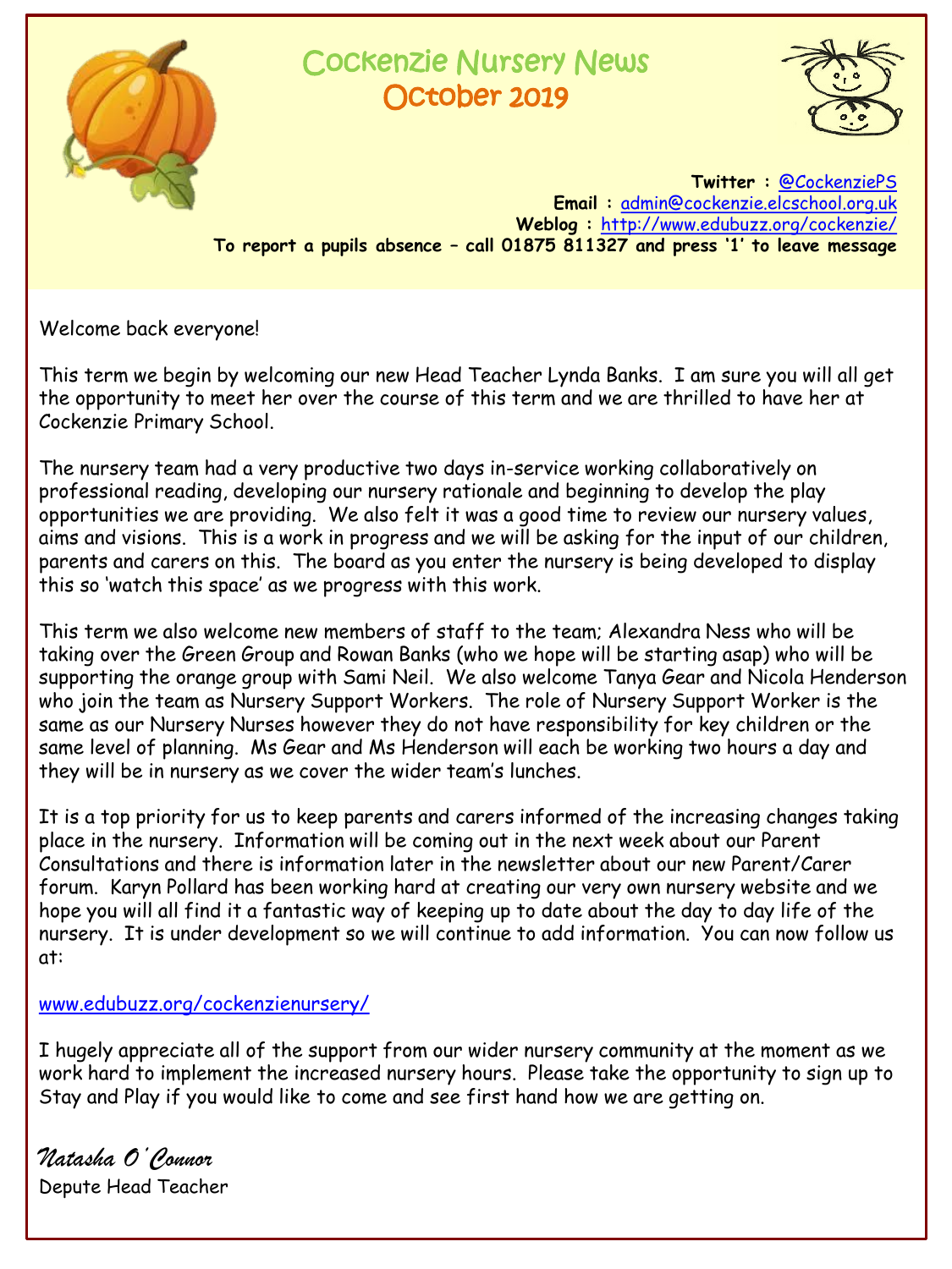# Cockenzie Nursery News
## October 2019

**Twitter : @CockenziePS**
**Email : admin@cockenzie.elcschool.org.uk**
**Weblog : http://www.edubuzz.org/cockenzie/**
**To report a pupils absence – call 01875 811327 and press '1' to leave message**

Welcome back everyone!

This term we begin by welcoming our new Head Teacher Lynda Banks. I am sure you will all get the opportunity to meet her over the course of this term and we are thrilled to have her at Cockenzie Primary School.

The nursery team had a very productive two days in-service working collaboratively on professional reading, developing our nursery rationale and beginning to develop the play opportunities we are providing. We also felt it was a good time to review our nursery values, aims and visions. This is a work in progress and we will be asking for the input of our children, parents and carers on this. The board as you enter the nursery is being developed to display this so 'watch this space' as we progress with this work.

This term we also welcome new members of staff to the team; Alexandra Ness who will be taking over the Green Group and Rowan Banks (who we hope will be starting asap) who will be supporting the orange group with Sami Neil. We also welcome Tanya Gear and Nicola Henderson who join the team as Nursery Support Workers. The role of Nursery Support Worker is the same as our Nursery Nurses however they do not have responsibility for key children or the same level of planning. Ms Gear and Ms Henderson will each be working two hours a day and they will be in nursery as we cover the wider team's lunches.

It is a top priority for us to keep parents and carers informed of the increasing changes taking place in the nursery. Information will be coming out in the next week about our Parent Consultations and there is information later in the newsletter about our new Parent/Carer forum. Karyn Pollard has been working hard at creating our very own nursery website and we hope you will all find it a fantastic way of keeping up to date about the day to day life of the nursery. It is under development so we will continue to add information. You can now follow us at:

www.edubuzz.org/cockenzienursery/

I hugely appreciate all of the support from our wider nursery community at the moment as we work hard to implement the increased nursery hours. Please take the opportunity to sign up to Stay and Play if you would like to come and see first hand how we are getting on.

*Natasha O'Connor*
Depute Head Teacher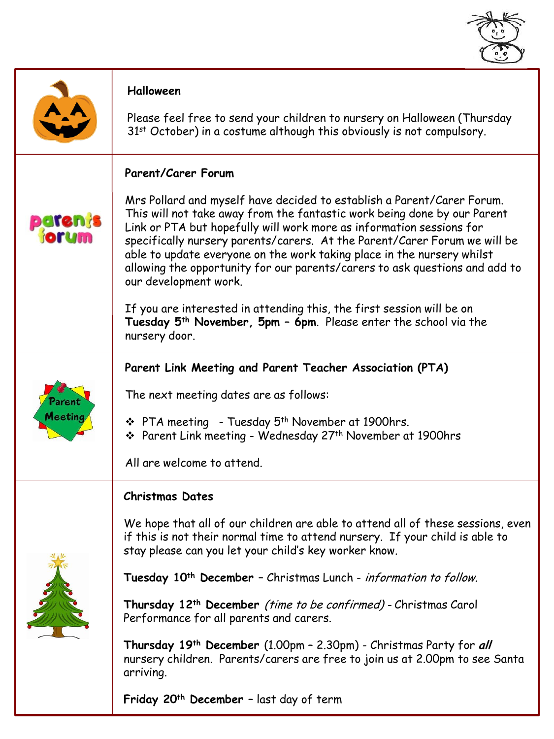## Halloween

Please feel free to send your children to nursery on Halloween (Thursday 31st October) in a costume although this obviously is not compulsory.

## Parent/Carer Forum

Mrs Pollard and myself have decided to establish a Parent/Carer Forum. This will not take away from the fantastic work being done by our Parent Link or PTA but hopefully will work more as information sessions for specifically nursery parents/carers. At the Parent/Carer Forum we will be able to update everyone on the work taking place in the nursery whilst allowing the opportunity for our parents/carers to ask questions and add to our development work.

If you are interested in attending this, the first session will be on **Tuesday 5th November, 5pm – 6pm**. Please enter the school via the nursery door.

## Parent Link Meeting and Parent Teacher Association (PTA)

The next meeting dates are as follows:

- PTA meeting - Tuesday 5th November at 1900hrs.
- Parent Link meeting - Wednesday 27th November at 1900hrs

All are welcome to attend.

## Christmas Dates

We hope that all of our children are able to attend all of these sessions, even if this is not their normal time to attend nursery. If your child is able to stay please can you let your child's key worker know.

**Tuesday 10th December** – Christmas Lunch - *information to follow.*

**Thursday 12th December** *(time to be confirmed)* - Christmas Carol Performance for all parents and carers.

**Thursday 19th December** (1.00pm – 2.30pm) - Christmas Party for ***all*** nursery children. Parents/carers are free to join us at 2.00pm to see Santa arriving.

**Friday 20th December** – last day of term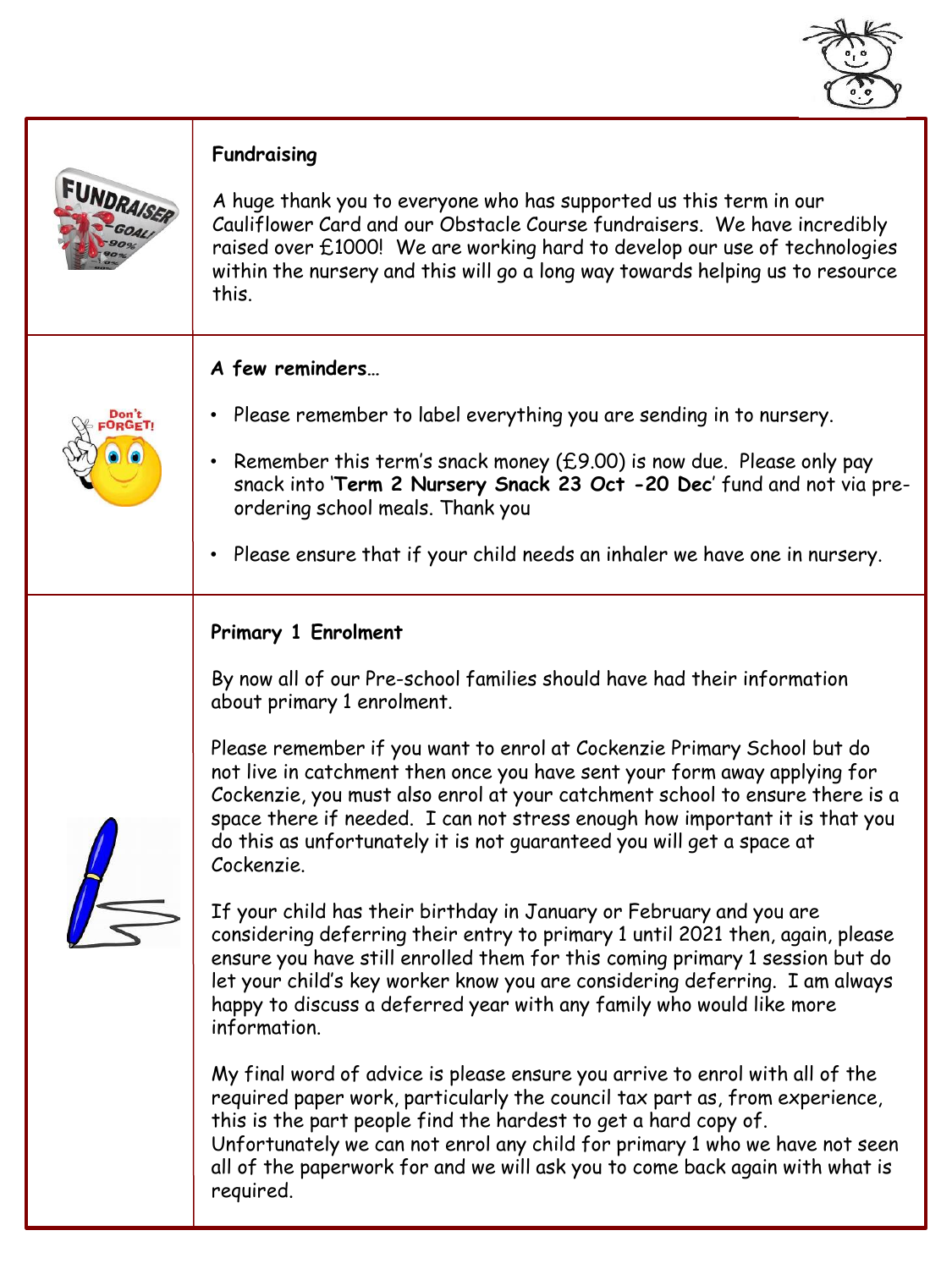## Fundraising

A huge thank you to everyone who has supported us this term in our Cauliflower Card and our Obstacle Course fundraisers. We have incredibly raised over £1000! We are working hard to develop our use of technologies within the nursery and this will go a long way towards helping us to resource this.

## A few reminders…

- Please remember to label everything you are sending in to nursery.
- Remember this term's snack money (£9.00) is now due. Please only pay snack into '**Term 2 Nursery Snack 23 Oct -20 Dec**' fund and not via pre-ordering school meals. Thank you
- Please ensure that if your child needs an inhaler we have one in nursery.

## Primary 1 Enrolment

By now all of our Pre-school families should have had their information about primary 1 enrolment.

Please remember if you want to enrol at Cockenzie Primary School but do not live in catchment then once you have sent your form away applying for Cockenzie, you must also enrol at your catchment school to ensure there is a space there if needed. I can not stress enough how important it is that you do this as unfortunately it is not guaranteed you will get a space at Cockenzie.

If your child has their birthday in January or February and you are considering deferring their entry to primary 1 until 2021 then, again, please ensure you have still enrolled them for this coming primary 1 session but do let your child's key worker know you are considering deferring. I am always happy to discuss a deferred year with any family who would like more information.

My final word of advice is please ensure you arrive to enrol with all of the required paper work, particularly the council tax part as, from experience, this is the part people find the hardest to get a hard copy of. Unfortunately we can not enrol any child for primary 1 who we have not seen all of the paperwork for and we will ask you to come back again with what is required.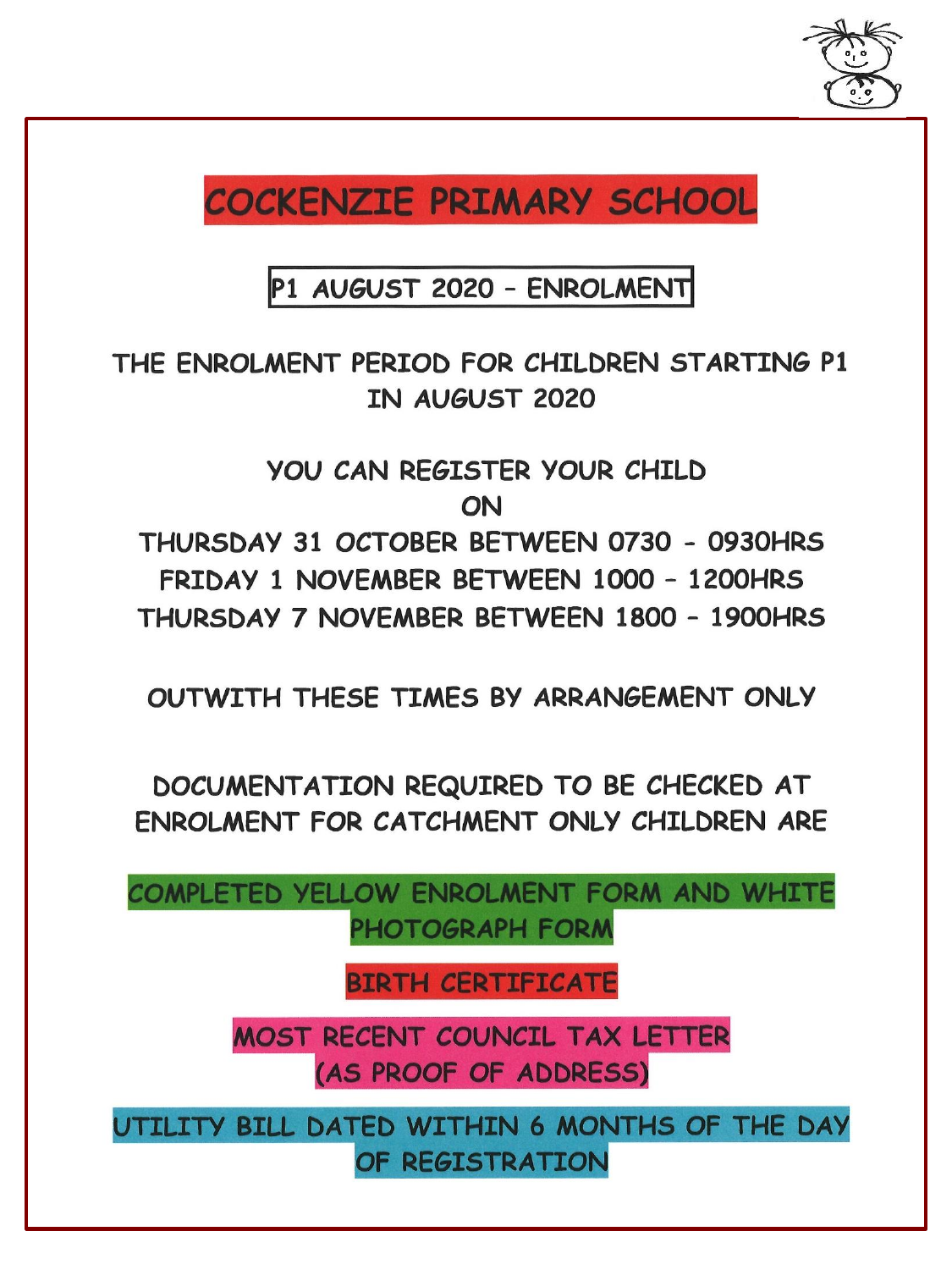# COCKENZIE PRIMARY SCHOOL

## P1 AUGUST 2020 – ENROLMENT

THE ENROLMENT PERIOD FOR CHILDREN STARTING P1 IN AUGUST 2020

YOU CAN REGISTER YOUR CHILD
ON
THURSDAY 31 OCTOBER BETWEEN 0730 - 0930HRS
FRIDAY 1 NOVEMBER BETWEEN 1000 – 1200HRS
THURSDAY 7 NOVEMBER BETWEEN 1800 – 1900HRS

OUTWITH THESE TIMES BY ARRANGEMENT ONLY

DOCUMENTATION REQUIRED TO BE CHECKED AT ENROLMENT FOR CATCHMENT ONLY CHILDREN ARE

COMPLETED YELLOW ENROLMENT FORM AND WHITE PHOTOGRAPH FORM

BIRTH CERTIFICATE

MOST RECENT COUNCIL TAX LETTER (AS PROOF OF ADDRESS)

UTILITY BILL DATED WITHIN 6 MONTHS OF THE DAY OF REGISTRATION